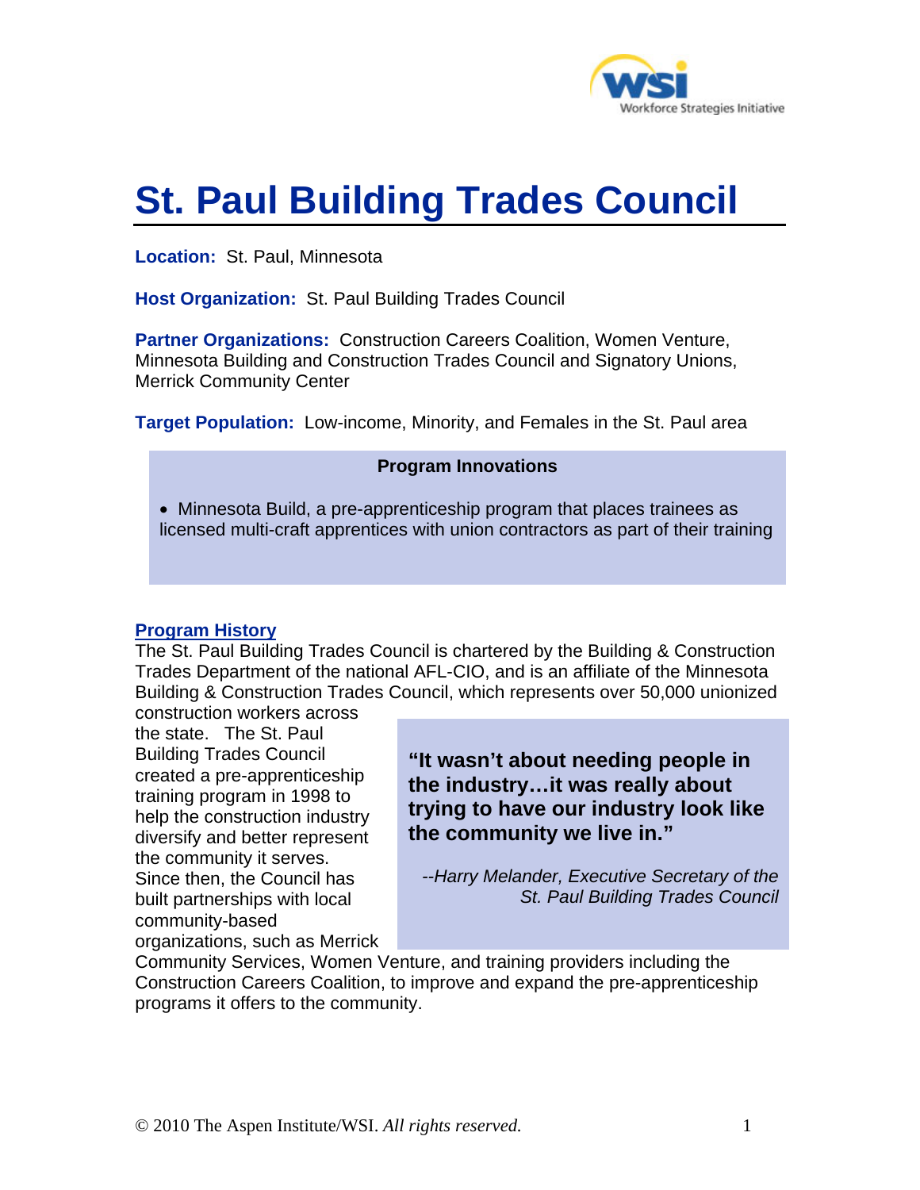# St. Paul Building Trades Council

**Location:** St. Paul, Minnesota

**Host Organization:** St. Paul Building Trades Council

**Partner Organizations:** Construction Careers Coalition, Women Venture, Minnesota Building and Construction Trades Council and Signatory Unions, Merrick Community Center

**Target Population:** Low-income, Minority, and Females in the St. Paul area

**Program Innovations**

- Minnesota Build, a pre-apprenticeship program that places trainees as licensed multi-craft apprentices with union contractors as part of their training

## Program History

The St. Paul Building Trades Council is chartered by the Building & Construction Trades Department of the national AFL-CIO, and is an affiliate of the Minnesota Building & Construction Trades Council, which represents over 50,000 unionized construction workers across the state. The St. Paul Building Trades Council created a pre-apprenticeship training program in 1998 to help the construction industry diversify and better represent the community it serves. Since then, the Council has built partnerships with local community-based organizations, such as Merrick Community Services, Women Venture, and training providers including the Construction Careers Coalition, to improve and expand the pre-apprenticeship programs it offers to the community.

> **"It wasn't about needing people in the industry…it was really about trying to have our industry look like the community we live in."**
>
> *--Harry Melander, Executive Secretary of the St. Paul Building Trades Council*

© 2010 The Aspen Institute/WSI. *All rights reserved.*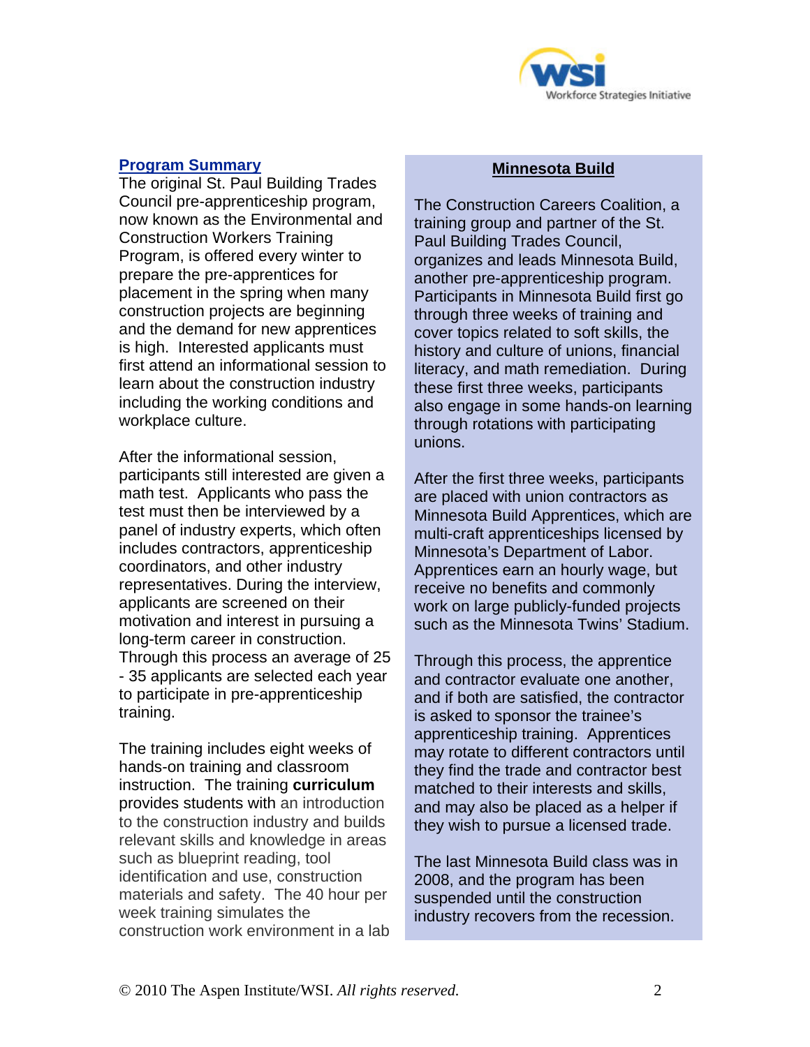## Program Summary

The original St. Paul Building Trades Council pre-apprenticeship program, now known as the Environmental and Construction Workers Training Program, is offered every winter to prepare the pre-apprentices for placement in the spring when many construction projects are beginning and the demand for new apprentices is high. Interested applicants must first attend an informational session to learn about the construction industry including the working conditions and workplace culture.

After the informational session, participants still interested are given a math test. Applicants who pass the test must then be interviewed by a panel of industry experts, which often includes contractors, apprenticeship coordinators, and other industry representatives. During the interview, applicants are screened on their motivation and interest in pursuing a long-term career in construction. Through this process an average of 25 - 35 applicants are selected each year to participate in pre-apprenticeship training.

The training includes eight weeks of hands-on training and classroom instruction. The training **curriculum** provides students with an introduction to the construction industry and builds relevant skills and knowledge in areas such as blueprint reading, tool identification and use, construction materials and safety. The 40 hour per week training simulates the construction work environment in a lab

### Minnesota Build

The Construction Careers Coalition, a training group and partner of the St. Paul Building Trades Council, organizes and leads Minnesota Build, another pre-apprenticeship program. Participants in Minnesota Build first go through three weeks of training and cover topics related to soft skills, the history and culture of unions, financial literacy, and math remediation. During these first three weeks, participants also engage in some hands-on learning through rotations with participating unions.

After the first three weeks, participants are placed with union contractors as Minnesota Build Apprentices, which are multi-craft apprenticeships licensed by Minnesota's Department of Labor. Apprentices earn an hourly wage, but receive no benefits and commonly work on large publicly-funded projects such as the Minnesota Twins' Stadium.

Through this process, the apprentice and contractor evaluate one another, and if both are satisfied, the contractor is asked to sponsor the trainee's apprenticeship training. Apprentices may rotate to different contractors until they find the trade and contractor best matched to their interests and skills, and may also be placed as a helper if they wish to pursue a licensed trade.

The last Minnesota Build class was in 2008, and the program has been suspended until the construction industry recovers from the recession.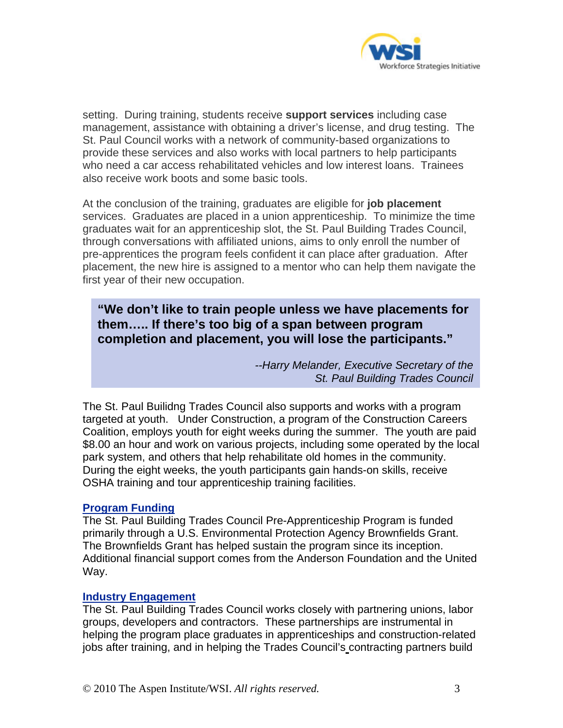setting. During training, students receive **support services** including case management, assistance with obtaining a driver's license, and drug testing. The St. Paul Council works with a network of community-based organizations to provide these services and also works with local partners to help participants who need a car access rehabilitated vehicles and low interest loans. Trainees also receive work boots and some basic tools.

At the conclusion of the training, graduates are eligible for **job placement** services. Graduates are placed in a union apprenticeship. To minimize the time graduates wait for an apprenticeship slot, the St. Paul Building Trades Council, through conversations with affiliated unions, aims to only enroll the number of pre-apprentices the program feels confident it can place after graduation. After placement, the new hire is assigned to a mentor who can help them navigate the first year of their new occupation.

> **"We don't like to train people unless we have placements for them….. If there's too big of a span between program completion and placement, you will lose the participants."**
>
> *--Harry Melander, Executive Secretary of the St. Paul Building Trades Council*

The St. Paul Builidng Trades Council also supports and works with a program targeted at youth. Under Construction, a program of the Construction Careers Coalition, employs youth for eight weeks during the summer. The youth are paid $8.00 an hour and work on various projects, including some operated by the local park system, and others that help rehabilitate old homes in the community. During the eight weeks, the youth participants gain hands-on skills, receive OSHA training and tour apprenticeship training facilities.

### Program Funding

The St. Paul Building Trades Council Pre-Apprenticeship Program is funded primarily through a U.S. Environmental Protection Agency Brownfields Grant. The Brownfields Grant has helped sustain the program since its inception. Additional financial support comes from the Anderson Foundation and the United Way.

### Industry Engagement

The St. Paul Building Trades Council works closely with partnering unions, labor groups, developers and contractors. These partnerships are instrumental in helping the program place graduates in apprenticeships and construction-related jobs after training, and in helping the Trades Council's contracting partners build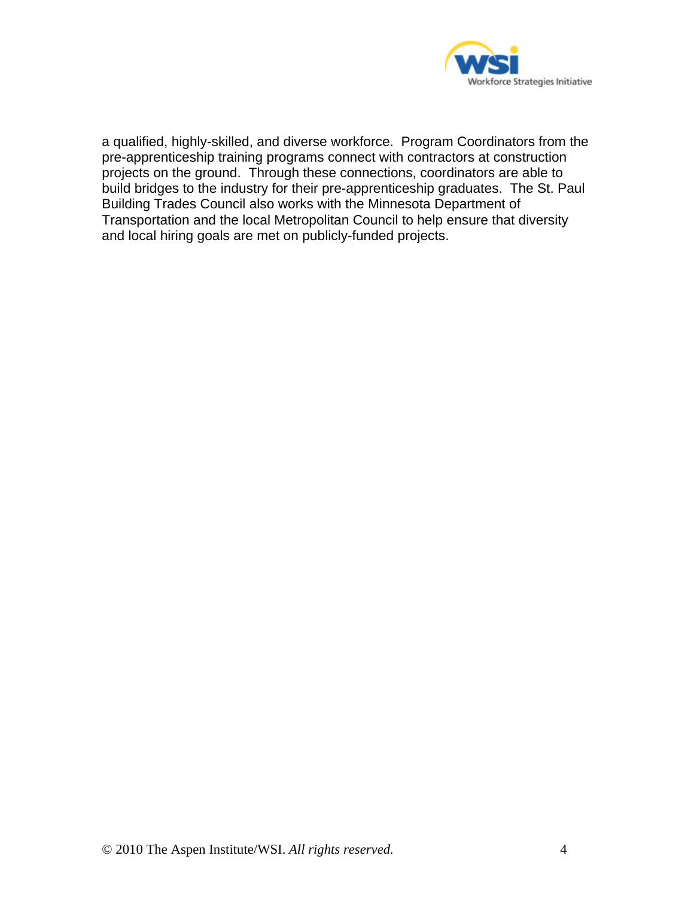a qualified, highly-skilled, and diverse workforce. Program Coordinators from the pre-apprenticeship training programs connect with contractors at construction projects on the ground. Through these connections, coordinators are able to build bridges to the industry for their pre-apprenticeship graduates. The St. Paul Building Trades Council also works with the Minnesota Department of Transportation and the local Metropolitan Council to help ensure that diversity and local hiring goals are met on publicly-funded projects.